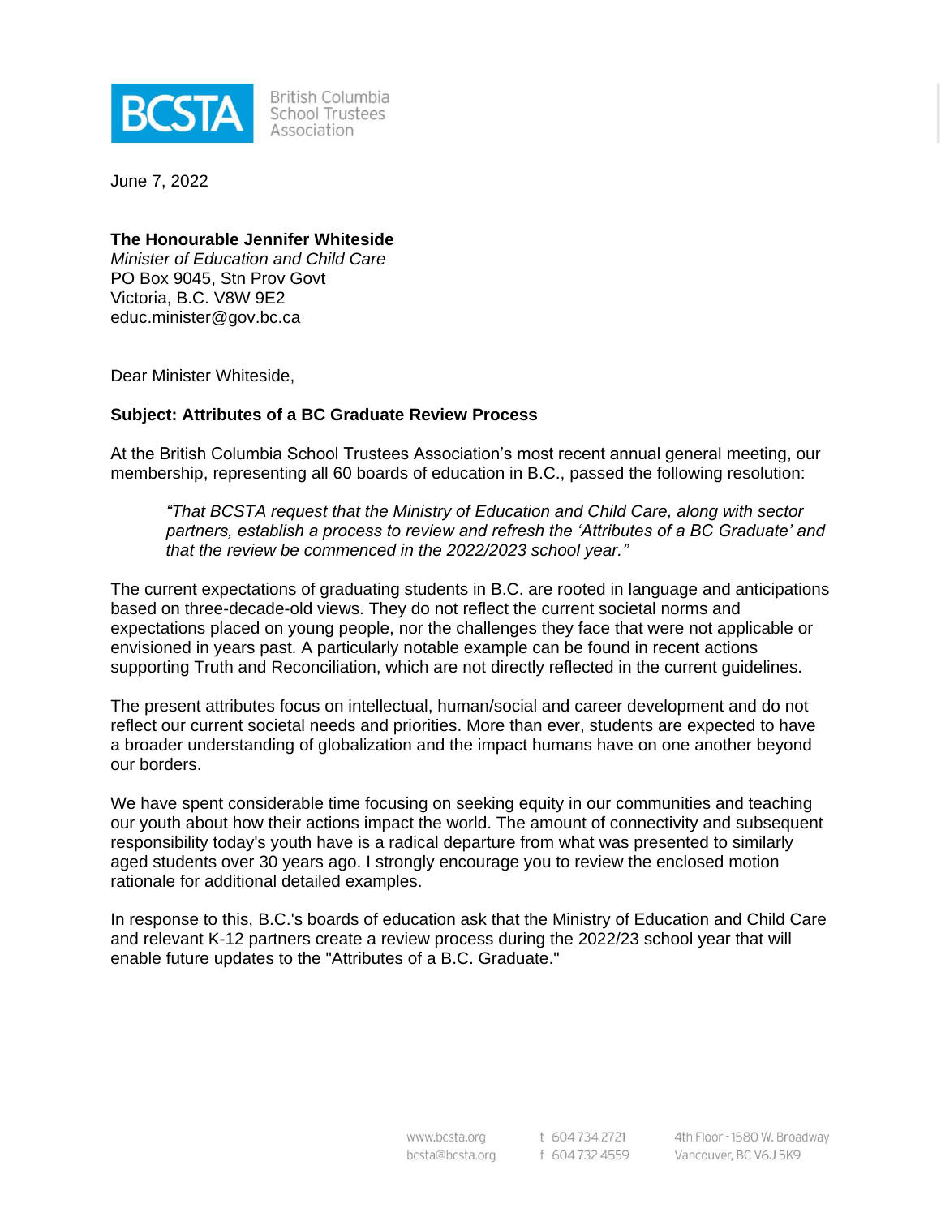British Columbia School Trustees Association

June 7, 2022

**The Honourable Jennifer Whiteside**
*Minister of Education and Child Care*
PO Box 9045, Stn Prov Govt
Victoria, B.C. V8W 9E2
educ.minister@gov.bc.ca

Dear Minister Whiteside,

**Subject: Attributes of a BC Graduate Review Process**

At the British Columbia School Trustees Association's most recent annual general meeting, our membership, representing all 60 boards of education in B.C., passed the following resolution:

> *"That BCSTA request that the Ministry of Education and Child Care, along with sector partners, establish a process to review and refresh the 'Attributes of a BC Graduate' and that the review be commenced in the 2022/2023 school year."*

The current expectations of graduating students in B.C. are rooted in language and anticipations based on three-decade-old views. They do not reflect the current societal norms and expectations placed on young people, nor the challenges they face that were not applicable or envisioned in years past. A particularly notable example can be found in recent actions supporting Truth and Reconciliation, which are not directly reflected in the current guidelines.

The present attributes focus on intellectual, human/social and career development and do not reflect our current societal needs and priorities. More than ever, students are expected to have a broader understanding of globalization and the impact humans have on one another beyond our borders.

We have spent considerable time focusing on seeking equity in our communities and teaching our youth about how their actions impact the world. The amount of connectivity and subsequent responsibility today's youth have is a radical departure from what was presented to similarly aged students over 30 years ago. I strongly encourage you to review the enclosed motion rationale for additional detailed examples.

In response to this, B.C.'s boards of education ask that the Ministry of Education and Child Care and relevant K-12 partners create a review process during the 2022/23 school year that will enable future updates to the "Attributes of a B.C. Graduate."

www.bcsta.org
bcsta@bcsta.org
t 604 734 2721
f 604 732 4559
4th Floor - 1580 W. Broadway
Vancouver, BC V6J 5K9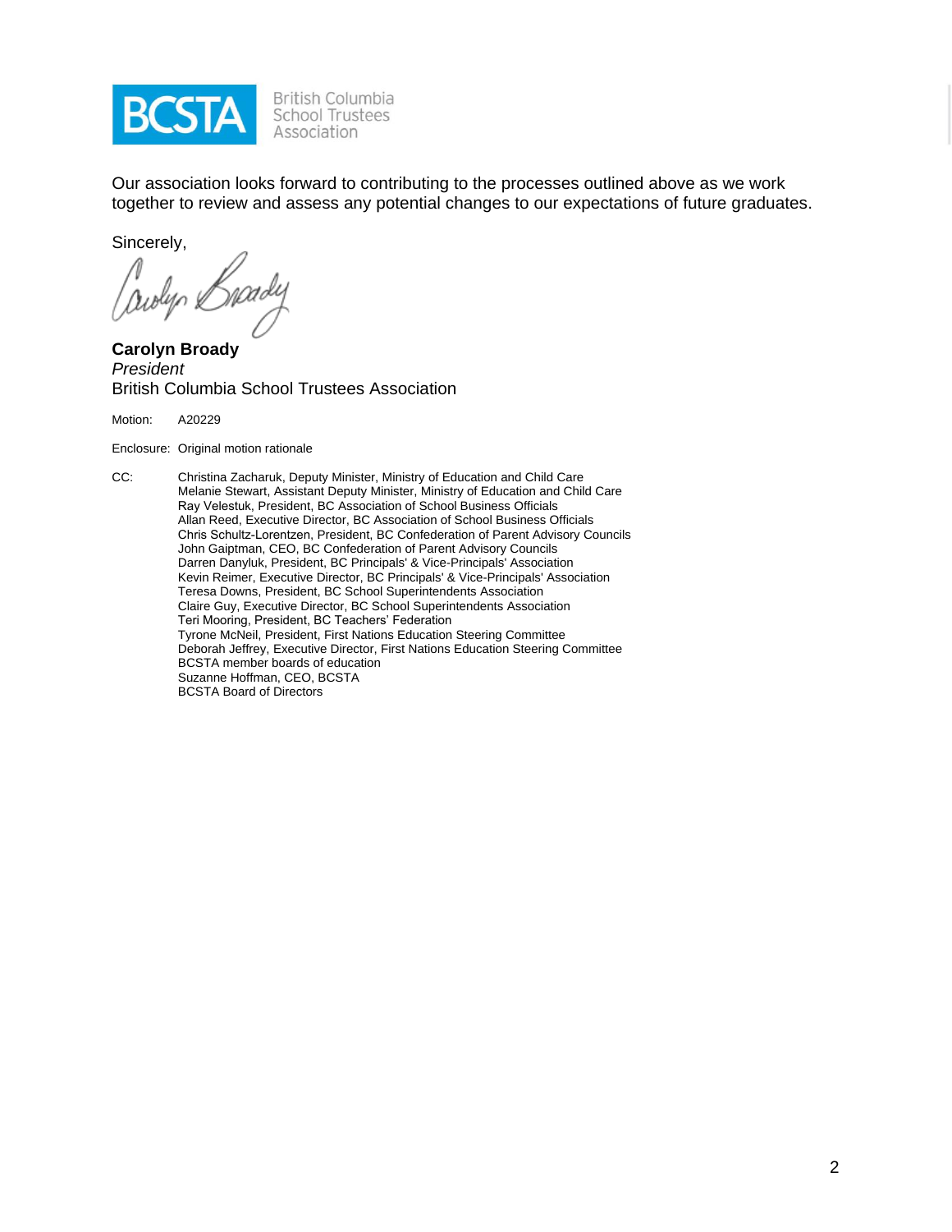Our association looks forward to contributing to the processes outlined above as we work together to review and assess any potential changes to our expectations of future graduates.

Sincerely,

**Carolyn Broady**  
*President*  
British Columbia School Trustees Association

Motion: A20229

Enclosure: Original motion rationale

CC: Christina Zacharuk, Deputy Minister, Ministry of Education and Child Care  
Melanie Stewart, Assistant Deputy Minister, Ministry of Education and Child Care  
Ray Velestuk, President, BC Association of School Business Officials  
Allan Reed, Executive Director, BC Association of School Business Officials  
Chris Schultz-Lorentzen, President, BC Confederation of Parent Advisory Councils  
John Gaiptman, CEO, BC Confederation of Parent Advisory Councils  
Darren Danyluk, President, BC Principals' & Vice-Principals' Association  
Kevin Reimer, Executive Director, BC Principals' & Vice-Principals' Association  
Teresa Downs, President, BC School Superintendents Association  
Claire Guy, Executive Director, BC School Superintendents Association  
Teri Mooring, President, BC Teachers' Federation  
Tyrone McNeil, President, First Nations Education Steering Committee  
Deborah Jeffrey, Executive Director, First Nations Education Steering Committee  
BCSTA member boards of education  
Suzanne Hoffman, CEO, BCSTA  
BCSTA Board of Directors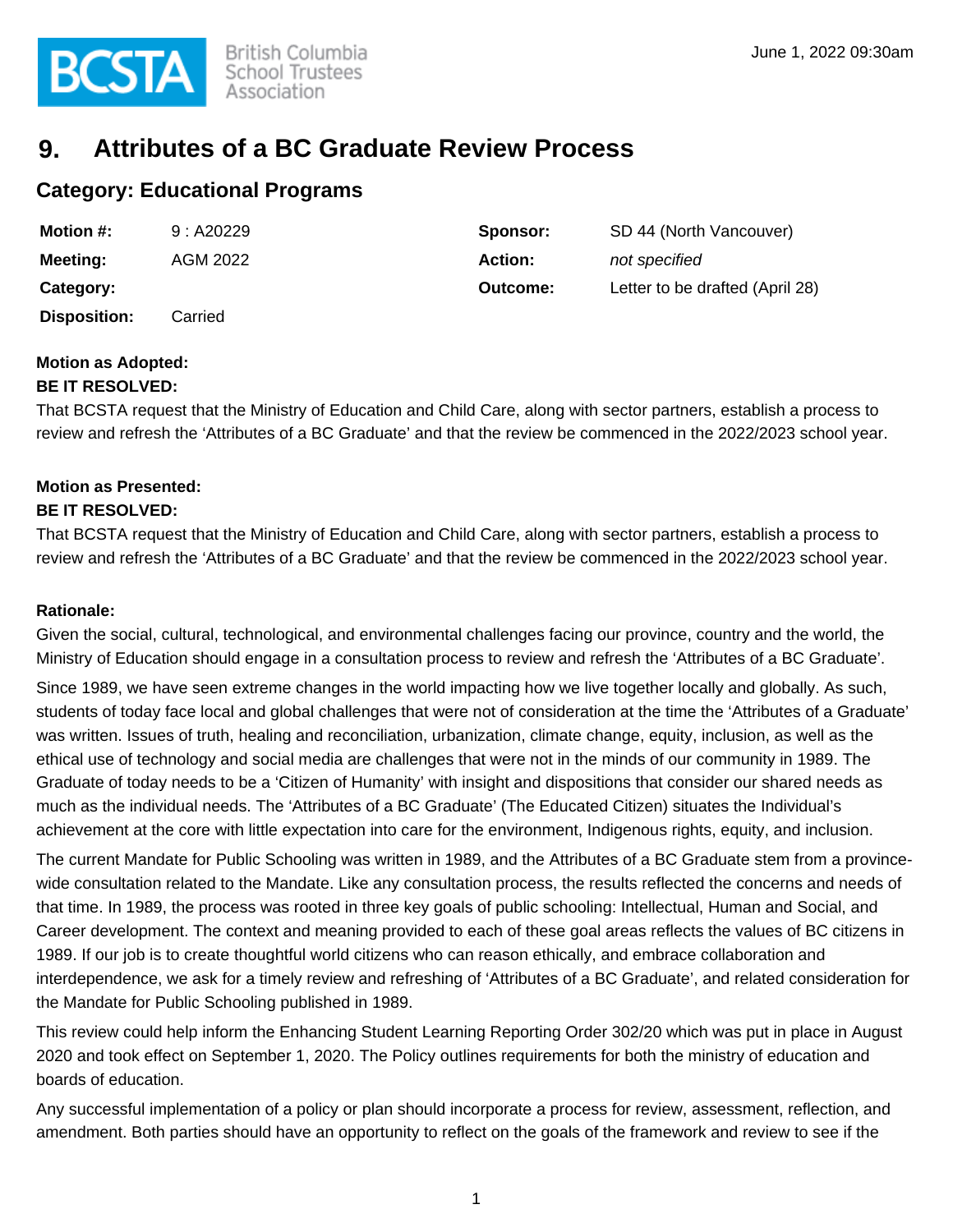# 9. Attributes of a BC Graduate Review Process

## Category: Educational Programs

| | | | |
|---|---|---|---|
| **Motion #:** | 9 : A20229 | **Sponsor:** | SD 44 (North Vancouver) |
| **Meeting:** | AGM 2022 | **Action:** | *not specified* |
| **Category:** | | **Outcome:** | Letter to be drafted (April 28) |
| **Disposition:** | Carried | | |

**Motion as Adopted:**
**BE IT RESOLVED:**
That BCSTA request that the Ministry of Education and Child Care, along with sector partners, establish a process to review and refresh the 'Attributes of a BC Graduate' and that the review be commenced in the 2022/2023 school year.

**Motion as Presented:**
**BE IT RESOLVED:**
That BCSTA request that the Ministry of Education and Child Care, along with sector partners, establish a process to review and refresh the 'Attributes of a BC Graduate' and that the review be commenced in the 2022/2023 school year.

**Rationale:**
Given the social, cultural, technological, and environmental challenges facing our province, country and the world, the Ministry of Education should engage in a consultation process to review and refresh the 'Attributes of a BC Graduate'.

Since 1989, we have seen extreme changes in the world impacting how we live together locally and globally. As such, students of today face local and global challenges that were not of consideration at the time the 'Attributes of a Graduate' was written. Issues of truth, healing and reconciliation, urbanization, climate change, equity, inclusion, as well as the ethical use of technology and social media are challenges that were not in the minds of our community in 1989. The Graduate of today needs to be a 'Citizen of Humanity' with insight and dispositions that consider our shared needs as much as the individual needs. The 'Attributes of a BC Graduate' (The Educated Citizen) situates the Individual's achievement at the core with little expectation into care for the environment, Indigenous rights, equity, and inclusion.

The current Mandate for Public Schooling was written in 1989, and the Attributes of a BC Graduate stem from a province-wide consultation related to the Mandate. Like any consultation process, the results reflected the concerns and needs of that time. In 1989, the process was rooted in three key goals of public schooling: Intellectual, Human and Social, and Career development. The context and meaning provided to each of these goal areas reflects the values of BC citizens in 1989. If our job is to create thoughtful world citizens who can reason ethically, and embrace collaboration and interdependence, we ask for a timely review and refreshing of 'Attributes of a BC Graduate', and related consideration for the Mandate for Public Schooling published in 1989.

This review could help inform the Enhancing Student Learning Reporting Order 302/20 which was put in place in August 2020 and took effect on September 1, 2020. The Policy outlines requirements for both the ministry of education and boards of education.

Any successful implementation of a policy or plan should incorporate a process for review, assessment, reflection, and amendment. Both parties should have an opportunity to reflect on the goals of the framework and review to see if the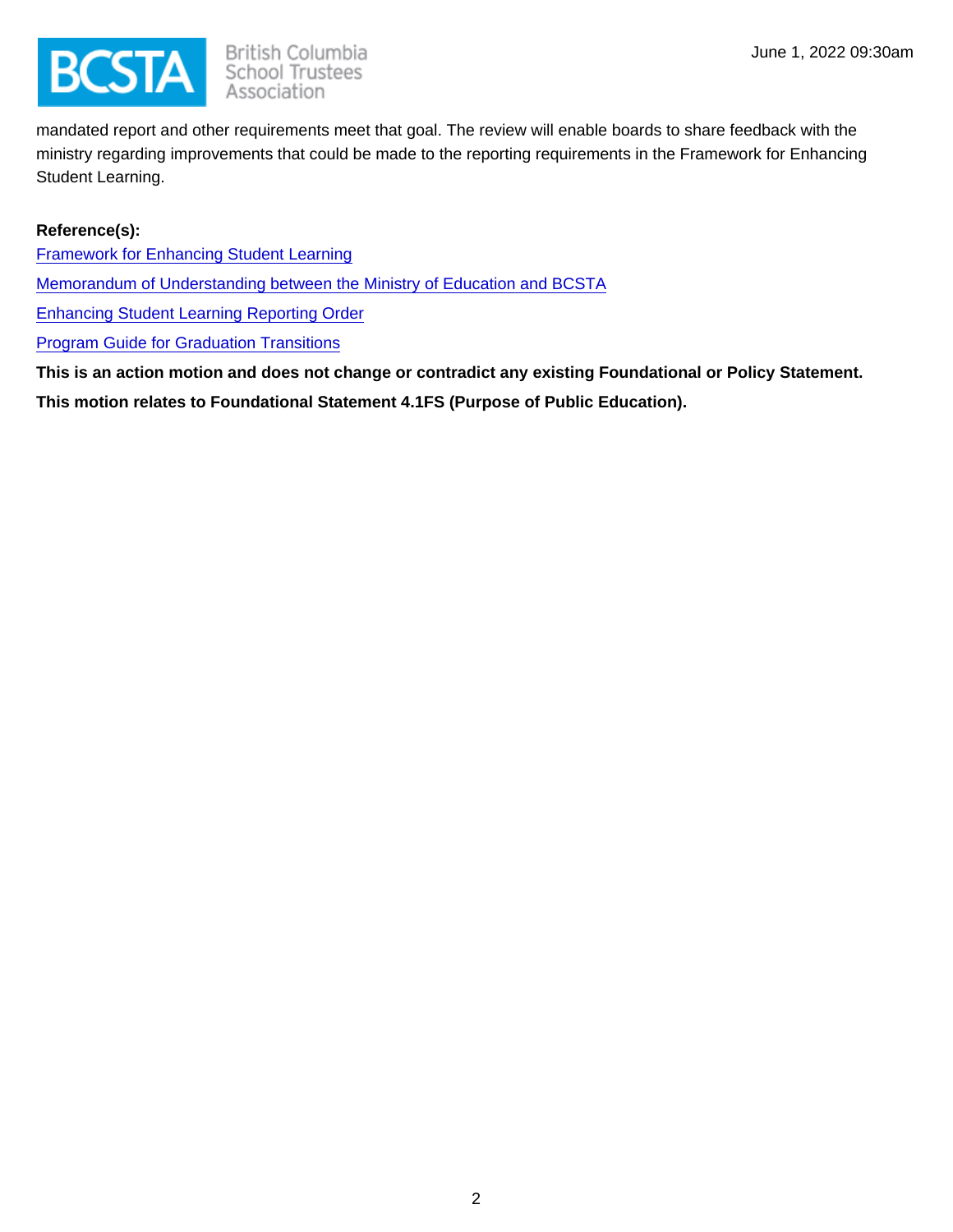mandated report and other requirements meet that goal. The review will enable boards to share feedback with the ministry regarding improvements that could be made to the reporting requirements in the Framework for Enhancing Student Learning.

**Reference(s):**

Framework for Enhancing Student Learning

Memorandum of Understanding between the Ministry of Education and BCSTA

Enhancing Student Learning Reporting Order

Program Guide for Graduation Transitions

**This is an action motion and does not change or contradict any existing Foundational or Policy Statement.**

**This motion relates to Foundational Statement 4.1FS (Purpose of Public Education).**